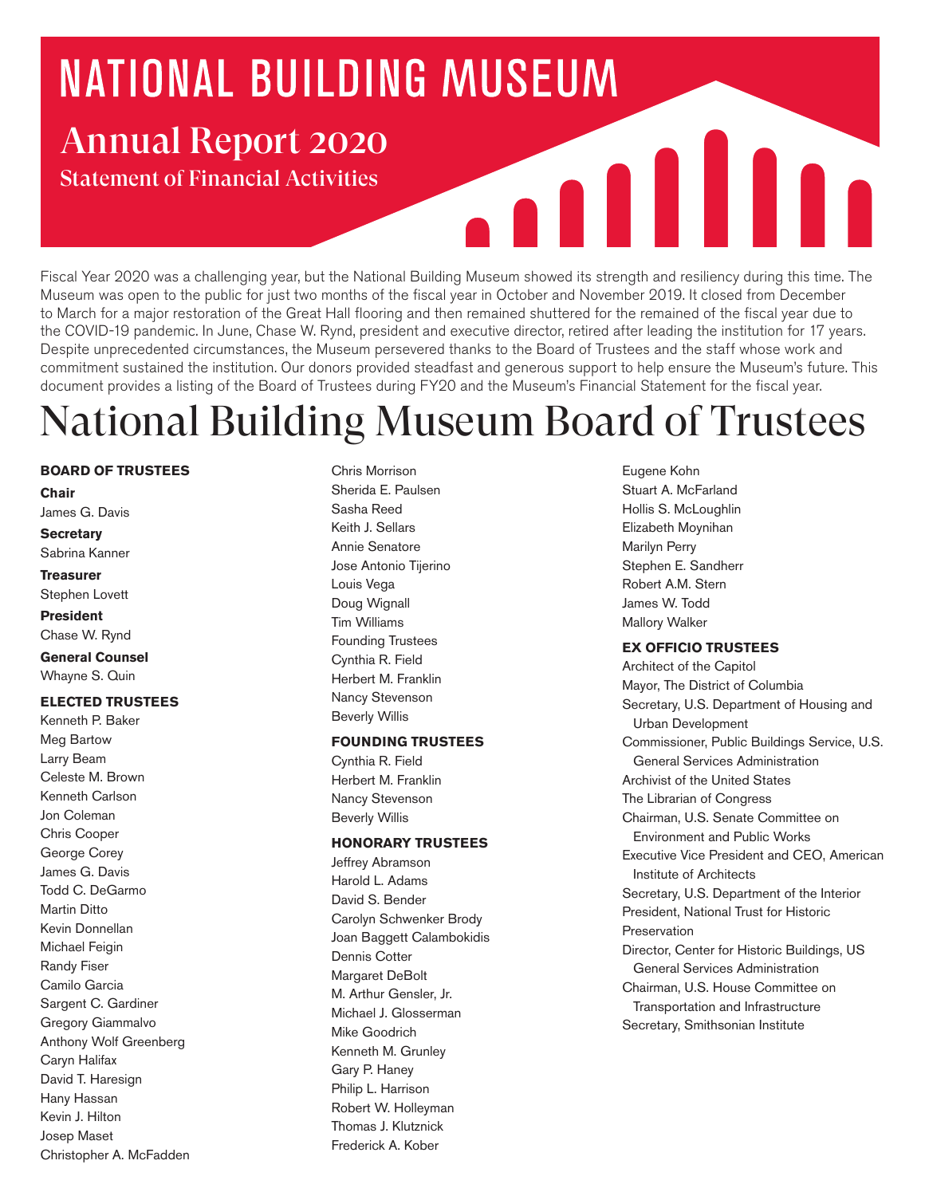# NATIONAL BUILDING MUSEUM

## Annual Report 2020

### Statement of Financial Activities

Fiscal Year 2020 was a challenging year, but the National Building Museum showed its strength and resiliency during this time. The Museum was open to the public for just two months of the fiscal year in October and November 2019. It closed from December to March for a major restoration of the Great Hall flooring and then remained shuttered for the remained of the fiscal year due to the COVID-19 pandemic. In June, Chase W. Rynd, president and executive director, retired after leading the institution for 17 years. Despite unprecedented circumstances, the Museum persevered thanks to the Board of Trustees and the staff whose work and commitment sustained the institution. Our donors provided steadfast and generous support to help ensure the Museum's future. This document provides a listing of the Board of Trustees during FY20 and the Museum's Financial Statement for the fiscal year.

# National Building Museum Board of Trustees

**BOARD OF TRUSTEES**

**Chair**
James G. Davis

**Secretary**
Sabrina Kanner

**Treasurer**
Stephen Lovett

**President**
Chase W. Rynd

**General Counsel**
Whayne S. Quin

**ELECTED TRUSTEES**

Kenneth P. Baker
Meg Bartow
Larry Beam
Celeste M. Brown
Kenneth Carlson
Jon Coleman
Chris Cooper
George Corey
James G. Davis
Todd C. DeGarmo
Martin Ditto
Kevin Donnellan
Michael Feigin
Randy Fiser
Camilo Garcia
Sargent C. Gardiner
Gregory Giammalvo
Anthony Wolf Greenberg
Caryn Halifax
David T. Haresign
Hany Hassan
Kevin J. Hilton
Josep Maset
Christopher A. McFadden
Chris Morrison
Sherida E. Paulsen
Sasha Reed
Keith J. Sellars
Annie Senatore
Jose Antonio Tijerino
Louis Vega
Doug Wignall
Tim Williams
Founding Trustees
Cynthia R. Field
Herbert M. Franklin
Nancy Stevenson
Beverly Willis

**FOUNDING TRUSTEES**

Cynthia R. Field
Herbert M. Franklin
Nancy Stevenson
Beverly Willis

**HONORARY TRUSTEES**

Jeffrey Abramson
Harold L. Adams
David S. Bender
Carolyn Schwenker Brody
Joan Baggett Calambokidis
Dennis Cotter
Margaret DeBolt
M. Arthur Gensler, Jr.
Michael J. Glosserman
Mike Goodrich
Kenneth M. Grunley
Gary P. Haney
Philip L. Harrison
Robert W. Holleyman
Thomas J. Klutznick
Frederick A. Kober
Eugene Kohn
Stuart A. McFarland
Hollis S. McLoughlin
Elizabeth Moynihan
Marilyn Perry
Stephen E. Sandherr
Robert A.M. Stern
James W. Todd
Mallory Walker

**EX OFFICIO TRUSTEES**

Architect of the Capitol
Mayor, The District of Columbia
Secretary, U.S. Department of Housing and Urban Development
Commissioner, Public Buildings Service, U.S. General Services Administration
Archivist of the United States
The Librarian of Congress
Chairman, U.S. Senate Committee on Environment and Public Works
Executive Vice President and CEO, American Institute of Architects
Secretary, U.S. Department of the Interior
President, National Trust for Historic Preservation
Director, Center for Historic Buildings, US General Services Administration
Chairman, U.S. House Committee on Transportation and Infrastructure
Secretary, Smithsonian Institute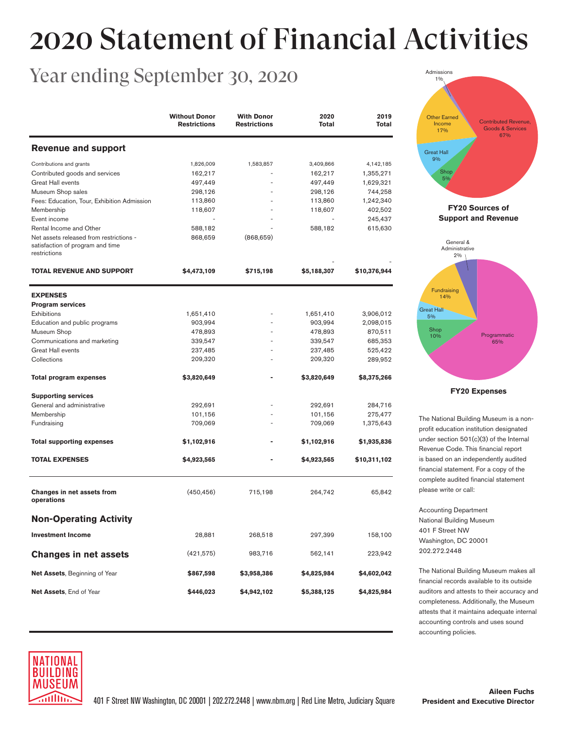# 2020 Statement of Financial Activities

## Year ending September 30, 2020

| | Without Donor Restrictions | With Donor Restrictions | 2020 Total | 2019 Total |
|---|---|---|---|---|
| **Revenue and support** | | | | |
| Contributions and grants | 1,826,009 | 1,583,857 | 3,409,866 | 4,142,185 |
| Contributed goods and services | 162,217 | - | 162,217 | 1,355,271 |
| Great Hall events | 497,449 | - | 497,449 | 1,629,321 |
| Museum Shop sales | 298,126 | - | 298,126 | 744,258 |
| Fees: Education, Tour, Exhibition Admission | 113,860 | - | 113,860 | 1,242,340 |
| Membership | 118,607 | - | 118,607 | 402,502 |
| Event income | - | - | - | 245,437 |
| Rental Income and Other | 588,182 | - | 588,182 | 615,630 |
| Net assets released from restrictions - satisfaction of program and time restrictions | 868,659 | (868,659) | - | - |
| **TOTAL REVENUE AND SUPPORT** | **$4,473,109** | **$715,198** | **$5,188,307** | **$10,376,944** |
| **EXPENSES** | | | | |
| **Program services** | | | | |
| Exhibitions | 1,651,410 | - | 1,651,410 | 3,906,012 |
| Education and public programs | 903,994 | - | 903,994 | 2,098,015 |
| Museum Shop | 478,893 | - | 478,893 | 870,511 |
| Communications and marketing | 339,547 | - | 339,547 | 685,353 |
| Great Hall events | 237,485 | - | 237,485 | 525,422 |
| Collections | 209,320 | - | 209,320 | 289,952 |
| **Total program expenses** | **$3,820,649** | **-** | **$3,820,649** | **$8,375,266** |
| **Supporting services** | | | | |
| General and administrative | 292,691 | - | 292,691 | 284,716 |
| Membership | 101,156 | - | 101,156 | 275,477 |
| Fundraising | 709,069 | - | 709,069 | 1,375,643 |
| **Total supporting expenses** | **$1,102,916** | **-** | **$1,102,916** | **$1,935,836** |
| **TOTAL EXPENSES** | **$4,923,565** | **-** | **$4,923,565** | **$10,311,102** |
| **Changes in net assets from operations** | (450,456) | 715,198 | 264,742 | 65,842 |
| **Non-Operating Activity** | | | | |
| **Investment Income** | 28,881 | 268,518 | 297,399 | 158,100 |
| **Changes in net assets** | (421,575) | 983,716 | 562,141 | 223,942 |
| **Net Assets**, Beginning of Year | **$867,598** | **$3,958,386** | **$4,825,984** | **$4,602,042** |
| **Net Assets**, End of Year | **$446,023** | **$4,942,102** | **$5,388,125** | **$4,825,984** |

Admissions 1%
Other Earned Income 17%
Contributed Revenue, Goods & Services 67%
Great Hall 9%
Shop 5%

**FY20 Sources of Support and Revenue**

General & Administrative 2%
Fundraising 14%
Great Hall 5%
Shop 10%
Programmatic 65%

**FY20 Expenses**

The National Building Museum is a non-profit education institution designated under section 501(c)(3) of the Internal Revenue Code. This financial report is based on an independently audited financial statement. For a copy of the complete audited financial statement please write or call:

Accounting Department
National Building Museum
401 F Street NW
Washington, DC 20001
202.272.2448

The National Building Museum makes all financial records available to its outside auditors and attests to their accuracy and completeness. Additionally, the Museum attests that it maintains adequate internal accounting controls and uses sound accounting policies.

NATIONAL BUILDING MUSEUM

401 F Street NW Washington, DC 20001 | 202.272.2448 | www.nbm.org | Red Line Metro, Judiciary Square

**Aileen Fuchs**
**President and Executive Director**